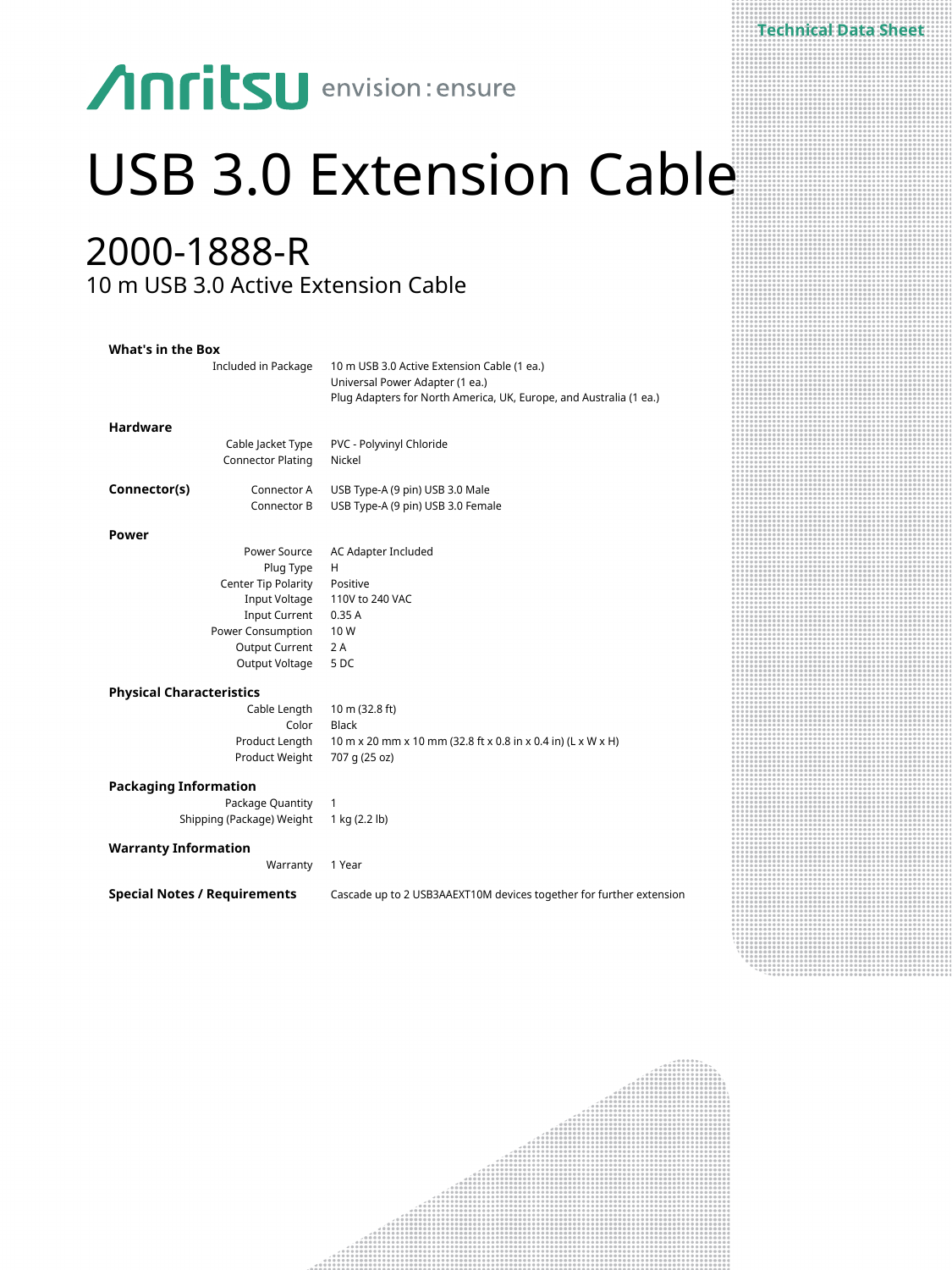Technical Data Sheet

Anritsu envision : ensure

# USB 3.0 Extension Cable

## 2000-1888-R

10 m USB 3.0 Active Extension Cable

| | | |
|---|---|---|
| **What's in the Box** | | |
| | Included in Package | 10 m USB 3.0 Active Extension Cable (1 ea.)<br>Universal Power Adapter (1 ea.)<br>Plug Adapters for North America, UK, Europe, and Australia (1 ea.) |
| **Hardware** | | |
| | Cable Jacket Type | PVC - Polyvinyl Chloride |
| | Connector Plating | Nickel |
| **Connector(s)** | Connector A | USB Type-A (9 pin) USB 3.0 Male |
| | Connector B | USB Type-A (9 pin) USB 3.0 Female |
| **Power** | | |
| | Power Source | AC Adapter Included |
| | Plug Type | H |
| | Center Tip Polarity | Positive |
| | Input Voltage | 110V to 240 VAC |
| | Input Current | 0.35 A |
| | Power Consumption | 10 W |
| | Output Current | 2 A |
| | Output Voltage | 5 DC |
| **Physical Characteristics** | | |
| | Cable Length | 10 m (32.8 ft) |
| | Color | Black |
| | Product Length | 10 m x 20 mm x 10 mm (32.8 ft x 0.8 in x 0.4 in) (L x W x H) |
| | Product Weight | 707 g (25 oz) |
| **Packaging Information** | | |
| | Package Quantity | 1 |
| | Shipping (Package) Weight | 1 kg (2.2 lb) |
| **Warranty Information** | | |
| | Warranty | 1 Year |
| **Special Notes / Requirements** | | Cascade up to 2 USB3AAEXT10M devices together for further extension |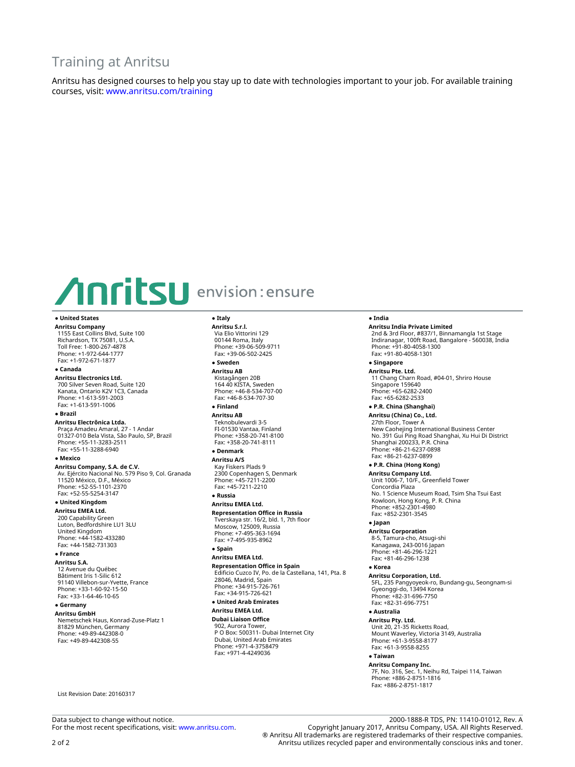# Training at Anritsu

Anritsu has designed courses to help you stay up to date with technologies important to your job. For available training courses, visit: www.anritsu.com/training

Anritsu envision : ensure

- **United States**

**Anritsu Company**
1155 East Collins Blvd, Suite 100
Richardson, TX 75081, U.S.A.
Toll Free: 1-800-267-4878
Phone: +1-972-644-1777
Fax: +1-972-671-1877

- **Canada**

**Anritsu Electronics Ltd.**
700 Silver Seven Road, Suite 120
Kanata, Ontario K2V 1C3, Canada
Phone: +1-613-591-2003
Fax: +1-613-591-1006

- **Brazil**

**Anritsu Electrônica Ltda.**
Praça Amadeu Amaral, 27 - 1 Andar
01327-010 Bela Vista, São Paulo, SP, Brazil
Phone: +55-11-3283-2511
Fax: +55-11-3288-6940

- **Mexico**

**Anritsu Company, S.A. de C.V.**
Av. Ejército Nacional No. 579 Piso 9, Col. Granada
11520 México, D.F., México
Phone: +52-55-1101-2370
Fax: +52-55-5254-3147

- **United Kingdom**

**Anritsu EMEA Ltd.**
200 Capability Green
Luton, Bedfordshire LU1 3LU
United Kingdom
Phone: +44-1582-433280
Fax: +44-1582-731303

- **France**

**Anritsu S.A.**
12 Avenue du Québec
Bâtiment Iris 1-Silic 612
91140 Villebon-sur-Yvette, France
Phone: +33-1-60-92-15-50
Fax: +33-1-64-46-10-65

- **Germany**

**Anritsu GmbH**
Nemetschek Haus, Konrad-Zuse-Platz 1
81829 München, Germany
Phone: +49-89-442308-0
Fax: +49-89-442308-55

- **Italy**

**Anritsu S.r.l.**
Via Elio Vittorini 129
00144 Roma, Italy
Phone: +39-06-509-9711
Fax: +39-06-502-2425

- **Sweden**

**Anritsu AB**
Kistagången 20B
164 40 KISTA, Sweden
Phone: +46-8-534-707-00
Fax: +46-8-534-707-30

- **Finland**

**Anritsu AB**
Teknobulevardi 3-5
FI-01530 Vantaa, Finland
Phone: +358-20-741-8100
Fax: +358-20-741-8111

- **Denmark**

**Anritsu A/S**
Kay Fiskers Plads 9
2300 Copenhagen S, Denmark
Phone: +45-7211-2200
Fax: +45-7211-2210

- **Russia**

**Anritsu EMEA Ltd.**

**Representation Office in Russia**
Tverskaya str. 16/2, bld. 1, 7th floor
Moscow, 125009, Russia
Phone: +7-495-363-1694
Fax: +7-495-935-8962

- **Spain**

**Anritsu EMEA Ltd.**

**Representation Office in Spain**
Edificio Cuzco IV, Po. de la Castellana, 141, Pta. 8
28046, Madrid, Spain
Phone: +34-915-726-761
Fax: +34-915-726-621

- **United Arab Emirates**

**Anritsu EMEA Ltd.**

**Dubai Liaison Office**
902, Aurora Tower,
P O Box: 500311- Dubai Internet City
Dubai, United Arab Emirates
Phone: +971-4-3758479
Fax: +971-4-4249036

- **India**

**Anritsu India Private Limited**
2nd & 3rd Floor, #837/1, Binnamangla 1st Stage
Indiranagar, 100ft Road, Bangalore - 560038, India
Phone: +91-80-4058-1300
Fax: +91-80-4058-1301

- **Singapore**

**Anritsu Pte. Ltd.**
11 Chang Charn Road, #04-01, Shriro House
Singapore 159640
Phone: +65-6282-2400
Fax: +65-6282-2533

- **P.R. China (Shanghai)**

**Anritsu (China) Co., Ltd.**
27th Floor, Tower A
New Caohejing International Business Center
No. 391 Gui Ping Road Shanghai, Xu Hui Di District
Shanghai 200233, P.R. China
Phone: +86-21-6237-0898
Fax: +86-21-6237-0899

- **P.R. China (Hong Kong)**

**Anritsu Company Ltd.**
Unit 1006-7, 10/F., Greenfield Tower
Concordia Plaza
No. 1 Science Museum Road, Tsim Sha Tsui East
Kowloon, Hong Kong, P. R. China
Phone: +852-2301-4980
Fax: +852-2301-3545

- **Japan**

**Anritsu Corporation**
8-5, Tamura-cho, Atsugi-shi
Kanagawa, 243-0016 Japan
Phone: +81-46-296-1221
Fax: +81-46-296-1238

- **Korea**

**Anritsu Corporation, Ltd.**
5FL, 235 Pangyoyeok-ro, Bundang-gu, Seongnam-si
Gyeonggi-do, 13494 Korea
Phone: +82-31-696-7750
Fax: +82-31-696-7751

- **Australia**

**Anritsu Pty. Ltd.**
Unit 20, 21-35 Ricketts Road,
Mount Waverley, Victoria 3149, Australia
Phone: +61-3-9558-8177
Fax: +61-3-9558-8255

- **Taiwan**

**Anritsu Company Inc.**
7F, No. 316, Sec. 1, Neihu Rd, Taipei 114, Taiwan
Phone: +886-2-8751-1816
Fax: +886-2-8751-1817

List Revision Date: 20160317

Data subject to change without notice.
For the most recent specifications, visit: www.anritsu.com.

2000-1888-R TDS, PN: 11410-01012, Rev. A
Copyright January 2017, Anritsu Company, USA. All Rights Reserved.
® Anritsu All trademarks are registered trademarks of their respective companies.
Anritsu utilizes recycled paper and environmentally conscious inks and toner.